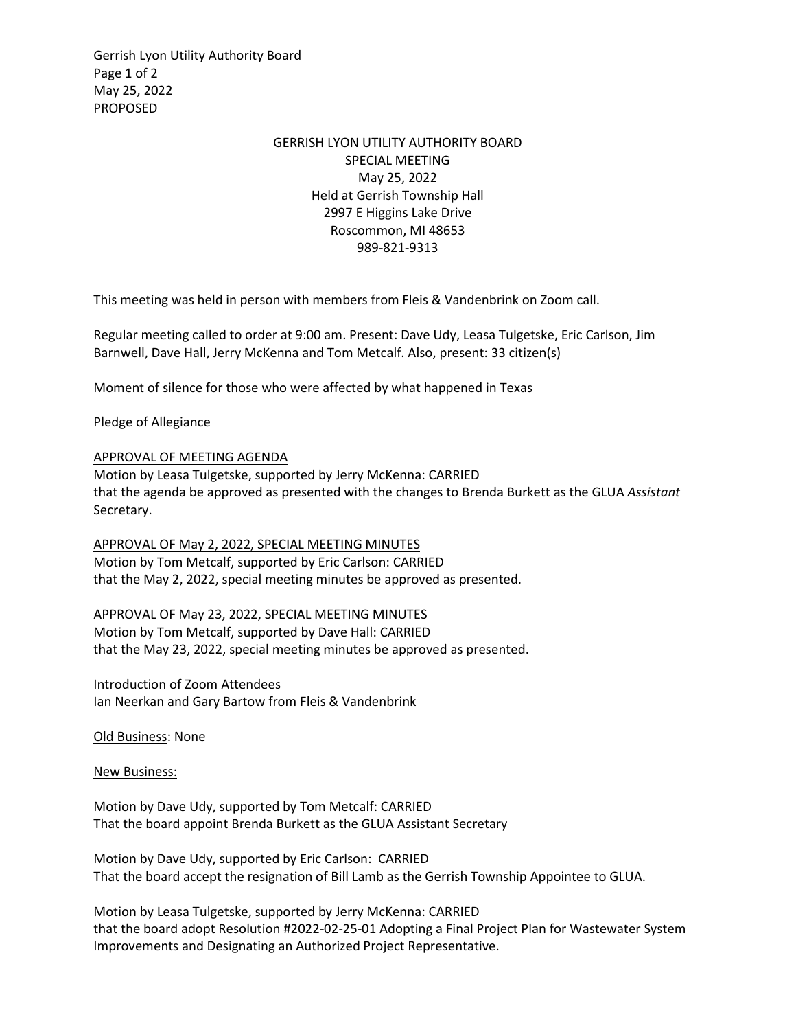GERRISH LYON UTILITY AUTHORITY BOARD
SPECIAL MEETING
May 25, 2022
Held at Gerrish Township Hall
2997 E Higgins Lake Drive
Roscommon, MI 48653
989-821-9313

This meeting was held in person with members from Fleis & Vandenbrink on Zoom call.

Regular meeting called to order at 9:00 am. Present: Dave Udy, Leasa Tulgetske, Eric Carlson, Jim Barnwell, Dave Hall, Jerry McKenna and Tom Metcalf. Also, present: 33 citizen(s)

Moment of silence for those who were affected by what happened in Texas

Pledge of Allegiance

APPROVAL OF MEETING AGENDA
Motion by Leasa Tulgetske, supported by Jerry McKenna: CARRIED
that the agenda be approved as presented with the changes to Brenda Burkett as the GLUA *Assistant* Secretary.

APPROVAL OF May 2, 2022, SPECIAL MEETING MINUTES
Motion by Tom Metcalf, supported by Eric Carlson: CARRIED
that the May 2, 2022, special meeting minutes be approved as presented.

APPROVAL OF May 23, 2022, SPECIAL MEETING MINUTES
Motion by Tom Metcalf, supported by Dave Hall: CARRIED
that the May 23, 2022, special meeting minutes be approved as presented.

Introduction of Zoom Attendees
Ian Neerkan and Gary Bartow from Fleis & Vandenbrink

Old Business: None

New Business:

Motion by Dave Udy, supported by Tom Metcalf: CARRIED
That the board appoint Brenda Burkett as the GLUA Assistant Secretary

Motion by Dave Udy, supported by Eric Carlson: CARRIED
That the board accept the resignation of Bill Lamb as the Gerrish Township Appointee to GLUA.

Motion by Leasa Tulgetske, supported by Jerry McKenna: CARRIED
that the board adopt Resolution #2022-02-25-01 Adopting a Final Project Plan for Wastewater System Improvements and Designating an Authorized Project Representative.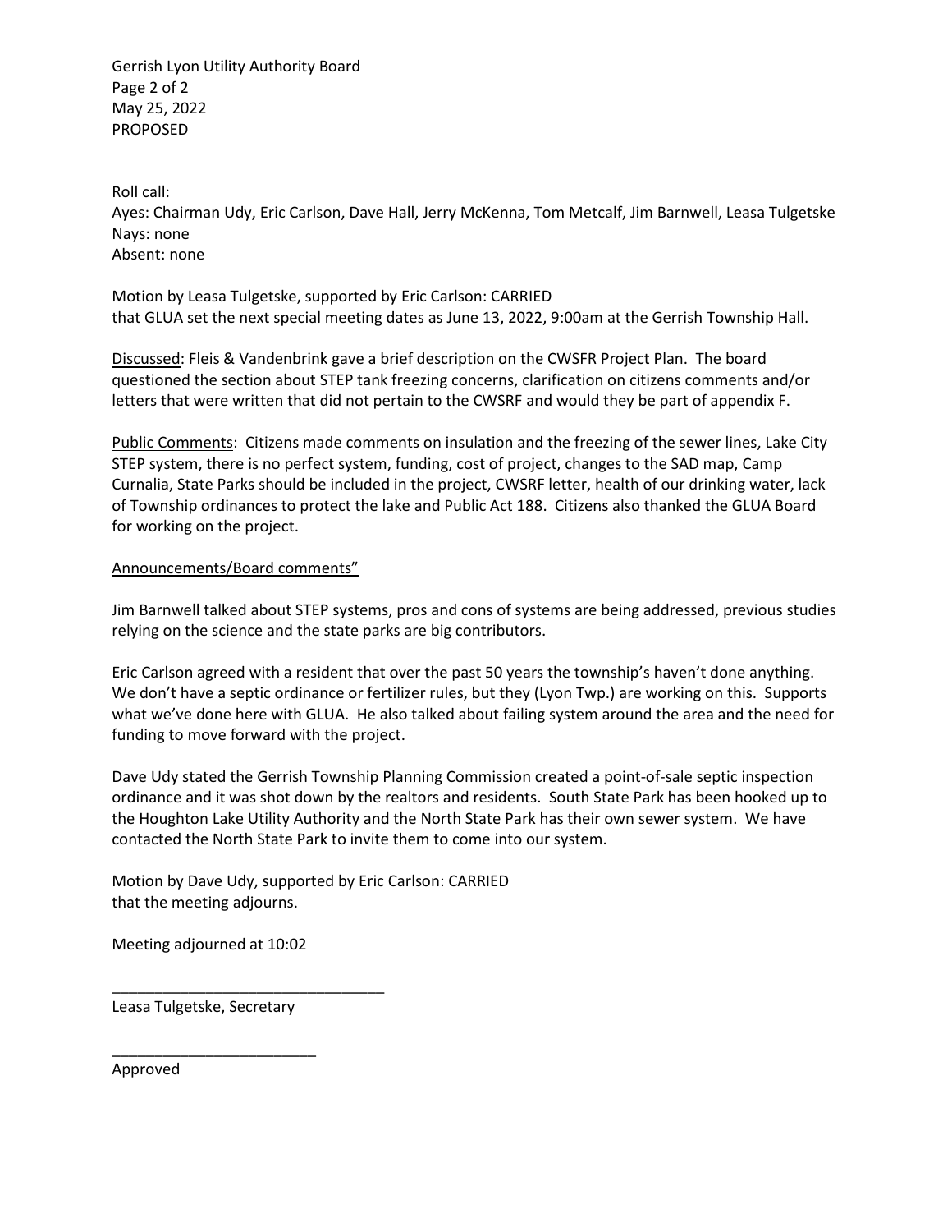Roll call:
Ayes: Chairman Udy, Eric Carlson, Dave Hall, Jerry McKenna, Tom Metcalf, Jim Barnwell, Leasa Tulgetske
Nays: none
Absent: none

Motion by Leasa Tulgetske, supported by Eric Carlson: CARRIED
that GLUA set the next special meeting dates as June 13, 2022, 9:00am at the Gerrish Township Hall.

Discussed: Fleis & Vandenbrink gave a brief description on the CWSFR Project Plan. The board questioned the section about STEP tank freezing concerns, clarification on citizens comments and/or letters that were written that did not pertain to the CWSRF and would they be part of appendix F.

Public Comments: Citizens made comments on insulation and the freezing of the sewer lines, Lake City STEP system, there is no perfect system, funding, cost of project, changes to the SAD map, Camp Curnalia, State Parks should be included in the project, CWSRF letter, health of our drinking water, lack of Township ordinances to protect the lake and Public Act 188. Citizens also thanked the GLUA Board for working on the project.

Announcements/Board comments"

Jim Barnwell talked about STEP systems, pros and cons of systems are being addressed, previous studies relying on the science and the state parks are big contributors.

Eric Carlson agreed with a resident that over the past 50 years the township's haven't done anything. We don't have a septic ordinance or fertilizer rules, but they (Lyon Twp.) are working on this. Supports what we've done here with GLUA. He also talked about failing system around the area and the need for funding to move forward with the project.

Dave Udy stated the Gerrish Township Planning Commission created a point-of-sale septic inspection ordinance and it was shot down by the realtors and residents. South State Park has been hooked up to the Houghton Lake Utility Authority and the North State Park has their own sewer system. We have contacted the North State Park to invite them to come into our system.

Motion by Dave Udy, supported by Eric Carlson: CARRIED
that the meeting adjourns.

Meeting adjourned at 10:02

________________________________
Leasa Tulgetske, Secretary

________________________
Approved